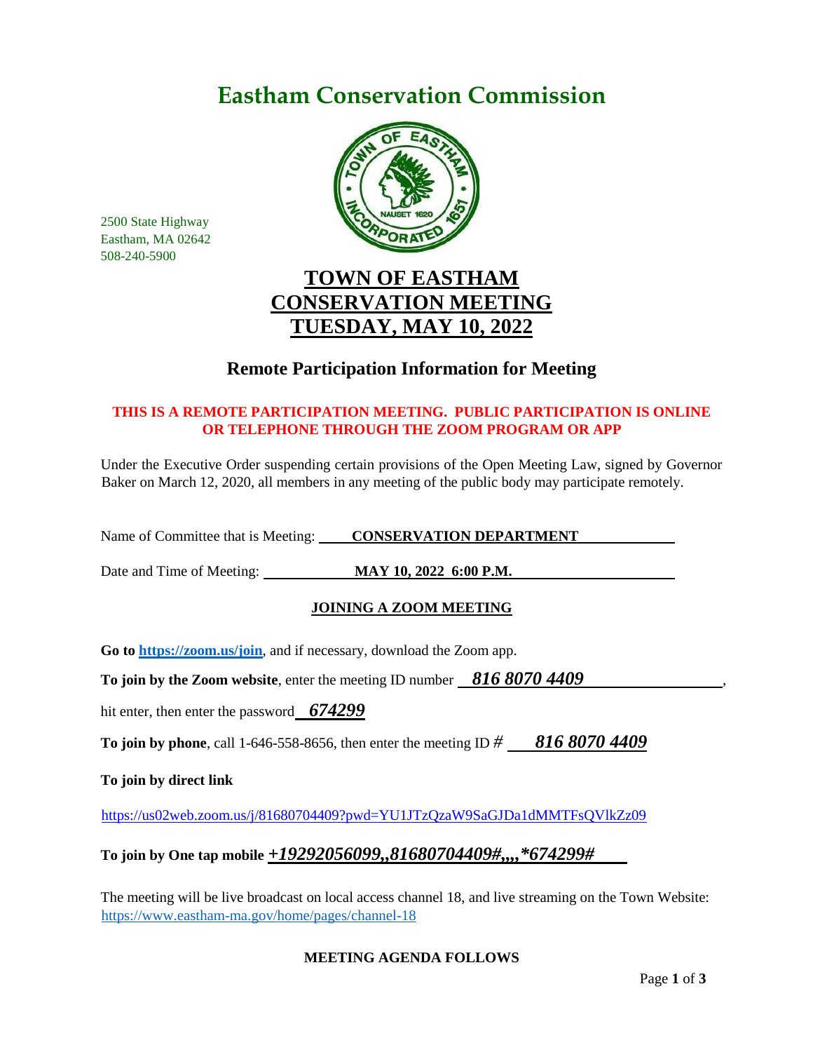# Eastham Conservation Commission

2500 State Highway
Eastham, MA 02642
508-240-5900

## TOWN OF EASTHAM
## CONSERVATION MEETING
## TUESDAY, MAY 10, 2022

### Remote Participation Information for Meeting

**THIS IS A REMOTE PARTICIPATION MEETING. PUBLIC PARTICIPATION IS ONLINE OR TELEPHONE THROUGH THE ZOOM PROGRAM OR APP**

Under the Executive Order suspending certain provisions of the Open Meeting Law, signed by Governor Baker on March 12, 2020, all members in any meeting of the public body may participate remotely.

Name of Committee that is Meeting: **CONSERVATION DEPARTMENT**

Date and Time of Meeting: **MAY 10, 2022 6:00 P.M.**

**JOINING A ZOOM MEETING**

**Go to https://zoom.us/join**, and if necessary, download the Zoom app.

**To join by the Zoom website**, enter the meeting ID number ***816 8070 4409***,

hit enter, then enter the password ***674299***

**To join by phone**, call 1-646-558-8656, then enter the meeting ID # ***816 8070 4409***

**To join by direct link**

https://us02web.zoom.us/j/81680704409?pwd=YU1JTzQzaW9SaGJDa1dMMTFsQVlkZz09

**To join by One tap mobile *+19292056099,,81680704409#,,,,*674299#***

The meeting will be live broadcast on local access channel 18, and live streaming on the Town Website: https://www.eastham-ma.gov/home/pages/channel-18

**MEETING AGENDA FOLLOWS**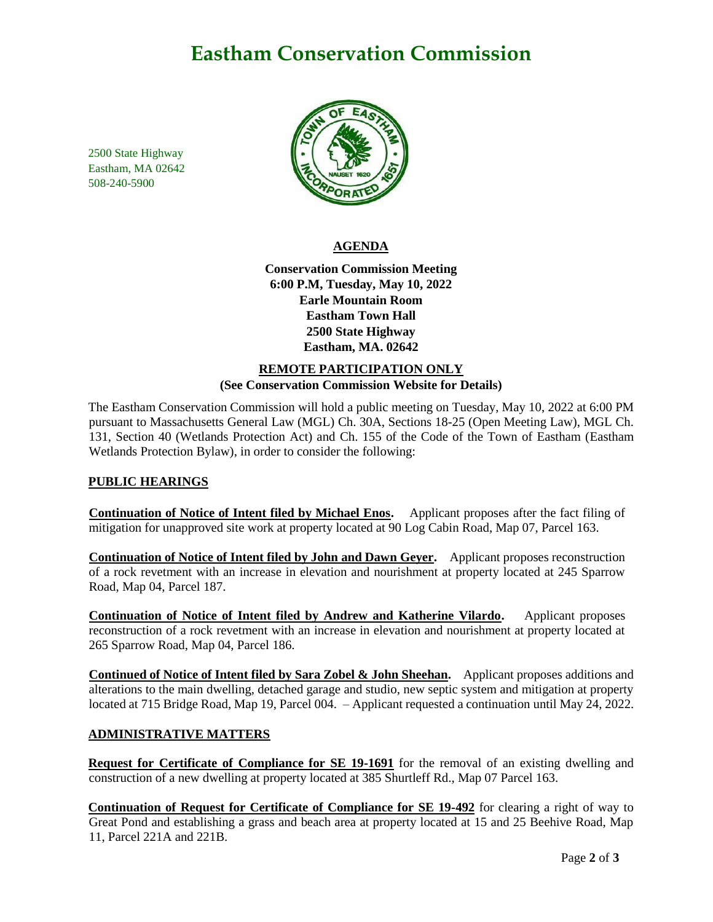# Eastham Conservation Commission

2500 State Highway
Eastham, MA 02642
508-240-5900

## AGENDA

**Conservation Commission Meeting**
**6:00 P.M, Tuesday, May 10, 2022**
**Earle Mountain Room**
**Eastham Town Hall**
**2500 State Highway**
**Eastham, MA. 02642**

**REMOTE PARTICIPATION ONLY**
**(See Conservation Commission Website for Details)**

The Eastham Conservation Commission will hold a public meeting on Tuesday, May 10, 2022 at 6:00 PM pursuant to Massachusetts General Law (MGL) Ch. 30A, Sections 18-25 (Open Meeting Law), MGL Ch. 131, Section 40 (Wetlands Protection Act) and Ch. 155 of the Code of the Town of Eastham (Eastham Wetlands Protection Bylaw), in order to consider the following:

### PUBLIC HEARINGS

**Continuation of Notice of Intent filed by Michael Enos.** Applicant proposes after the fact filing of mitigation for unapproved site work at property located at 90 Log Cabin Road, Map 07, Parcel 163.

**Continuation of Notice of Intent filed by John and Dawn Geyer.** Applicant proposes reconstruction of a rock revetment with an increase in elevation and nourishment at property located at 245 Sparrow Road, Map 04, Parcel 187.

**Continuation of Notice of Intent filed by Andrew and Katherine Vilardo.** Applicant proposes reconstruction of a rock revetment with an increase in elevation and nourishment at property located at 265 Sparrow Road, Map 04, Parcel 186.

**Continued of Notice of Intent filed by Sara Zobel & John Sheehan.** Applicant proposes additions and alterations to the main dwelling, detached garage and studio, new septic system and mitigation at property located at 715 Bridge Road, Map 19, Parcel 004. – Applicant requested a continuation until May 24, 2022.

### ADMINISTRATIVE MATTERS

**Request for Certificate of Compliance for SE 19-1691** for the removal of an existing dwelling and construction of a new dwelling at property located at 385 Shurtleff Rd., Map 07 Parcel 163.

**Continuation of Request for Certificate of Compliance for SE 19-492** for clearing a right of way to Great Pond and establishing a grass and beach area at property located at 15 and 25 Beehive Road, Map 11, Parcel 221A and 221B.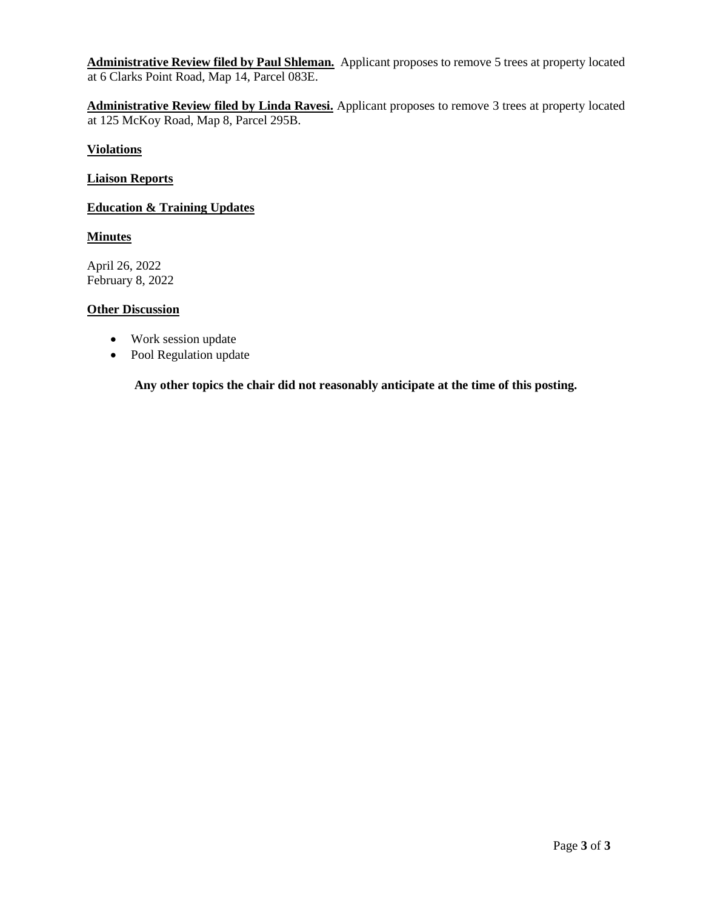**Administrative Review filed by Paul Shleman.** Applicant proposes to remove 5 trees at property located at 6 Clarks Point Road, Map 14, Parcel 083E.

**Administrative Review filed by Linda Ravesi.** Applicant proposes to remove 3 trees at property located at 125 McKoy Road, Map 8, Parcel 295B.

**Violations**

**Liaison Reports**

**Education & Training Updates**

**Minutes**

April 26, 2022
February 8, 2022

**Other Discussion**

- Work session update
- Pool Regulation update

**Any other topics the chair did not reasonably anticipate at the time of this posting.**